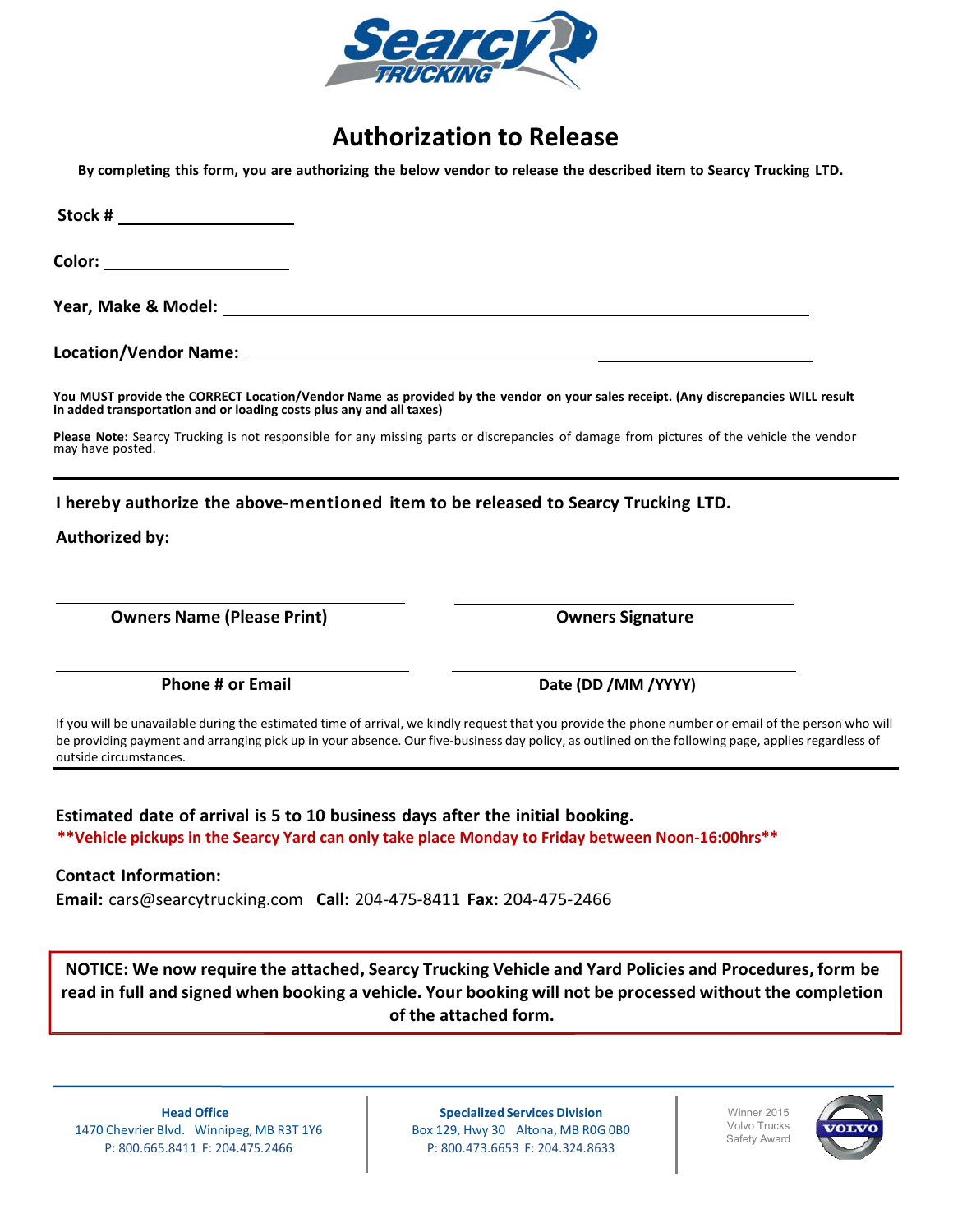Searcy TRUCKING

# Authorization to Release

**By completing this form, you are authorizing the below vendor to release the described item to Searcy Trucking LTD.**

**Stock #** ____________________

**Color:** ____________________

**Year, Make & Model:** ________________________________________________

**Location/Vendor Name:** ________________________________________________

**You MUST provide the CORRECT Location/Vendor Name as provided by the vendor on your sales receipt. (Any discrepancies WILL result in added transportation and or loading costs plus any and all taxes)**

**Please Note:** Searcy Trucking is not responsible for any missing parts or discrepancies of damage from pictures of the vehicle the vendor may have posted.

---

**I hereby authorize the above-mentioned item to be released to Searcy Trucking LTD.**

**Authorized by:**

| ______________________________ | ______________________________ |
|---|---|
| **Owners Name (Please Print)** | **Owners Signature** |
| ______________________________ | ______________________________ |
| **Phone # or Email** | **Date (DD /MM /YYYY)** |

If you will be unavailable during the estimated time of arrival, we kindly request that you provide the phone number or email of the person who will be providing payment and arranging pick up in your absence. Our five-business day policy, as outlined on the following page, applies regardless of outside circumstances.

---

**Estimated date of arrival is 5 to 10 business days after the initial booking.**

****Vehicle pickups in the Searcy Yard can only take place Monday to Friday between Noon-16:00hrs****

**Contact Information:**

**Email:** cars@searcytrucking.com **Call:** 204-475-8411 **Fax:** 204-475-2466

**NOTICE: We now require the attached, Searcy Trucking Vehicle and Yard Policies and Procedures, form be read in full and signed when booking a vehicle. Your booking will not be processed without the completion of the attached form.**

**Head Office**
1470 Chevrier Blvd. Winnipeg, MB R3T 1Y6
P: 800.665.8411 F: 204.475.2466

**Specialized Services Division**
Box 129, Hwy 30 Altona, MB R0G 0B0
P: 800.473.6653 F: 204.324.8633

Winner 2015 Volvo Trucks Safety Award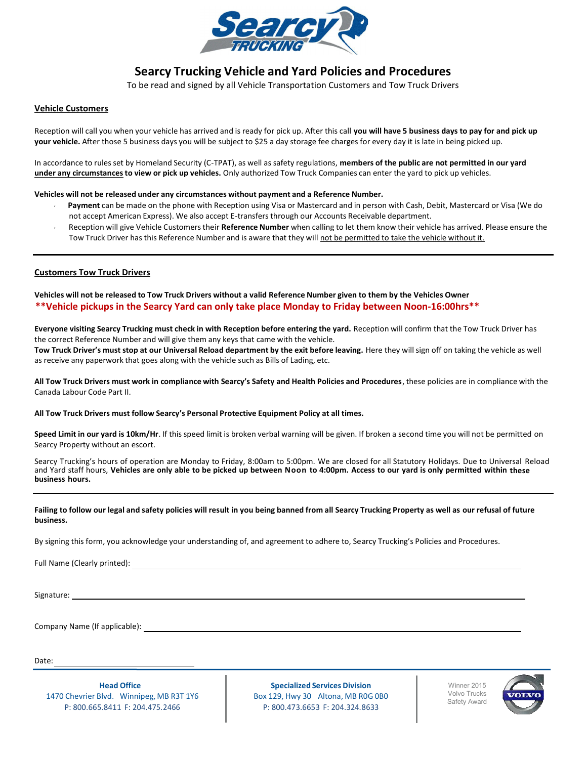# Searcy Trucking Vehicle and Yard Policies and Procedures

To be read and signed by all Vehicle Transportation Customers and Tow Truck Drivers

## Vehicle Customers

Reception will call you when your vehicle has arrived and is ready for pick up. After this call **you will have 5 business days to pay for and pick up your vehicle.** After those 5 business days you will be subject to $25 a day storage fee charges for every day it is late in being picked up.

In accordance to rules set by Homeland Security (C-TPAT), as well as safety regulations, **members of the public are not permitted in our yard under any circumstances to view or pick up vehicles.** Only authorized Tow Truck Companies can enter the yard to pick up vehicles.

**Vehicles will not be released under any circumstances without payment and a Reference Number.**

- **Payment** can be made on the phone with Reception using Visa or Mastercard and in person with Cash, Debit, Mastercard or Visa (We do not accept American Express). We also accept E-transfers through our Accounts Receivable department.
- Reception will give Vehicle Customers their **Reference Number** when calling to let them know their vehicle has arrived. Please ensure the Tow Truck Driver has this Reference Number and is aware that they will not be permitted to take the vehicle without it.

---

## Customers Tow Truck Drivers

**Vehicles will not be released to Tow Truck Drivers without a valid Reference Number given to them by the Vehicles Owner**

**\*\*Vehicle pickups in the Searcy Yard can only take place Monday to Friday between Noon-16:00hrs\*\***

**Everyone visiting Searcy Trucking must check in with Reception before entering the yard.** Reception will confirm that the Tow Truck Driver has the correct Reference Number and will give them any keys that came with the vehicle.

**Tow Truck Driver's must stop at our Universal Reload department by the exit before leaving.** Here they will sign off on taking the vehicle as well as receive any paperwork that goes along with the vehicle such as Bills of Lading, etc.

**All Tow Truck Drivers must work in compliance with Searcy's Safety and Health Policies and Procedures**, these policies are in compliance with the Canada Labour Code Part II.

**All Tow Truck Drivers must follow Searcy's Personal Protective Equipment Policy at all times.**

**Speed Limit in our yard is 10km/Hr**. If this speed limit is broken verbal warning will be given. If broken a second time you will not be permitted on Searcy Property without an escort.

Searcy Trucking's hours of operation are Monday to Friday, 8:00am to 5:00pm. We are closed for all Statutory Holidays. Due to Universal Reload and Yard staff hours, **Vehicles are only able to be picked up between Noon to 4:00pm. Access to our yard is only permitted within these business hours.**

---

**Failing to follow our legal and safety policies will result in you being banned from all Searcy Trucking Property as well as our refusal of future business.**

By signing this form, you acknowledge your understanding of, and agreement to adhere to, Searcy Trucking's Policies and Procedures.

Full Name (Clearly printed): ______________________________

Signature: ______________________________

Company Name (If applicable): ______________________________

Date: ____________________

**Head Office**
1470 Chevrier Blvd. Winnipeg, MB R3T 1Y6
P: 800.665.8411 F: 204.475.2466

**Specialized Services Division**
Box 129, Hwy 30 Altona, MB R0G 0B0
P: 800.473.6653 F: 204.324.8633

Winner 2015 Volvo Trucks Safety Award